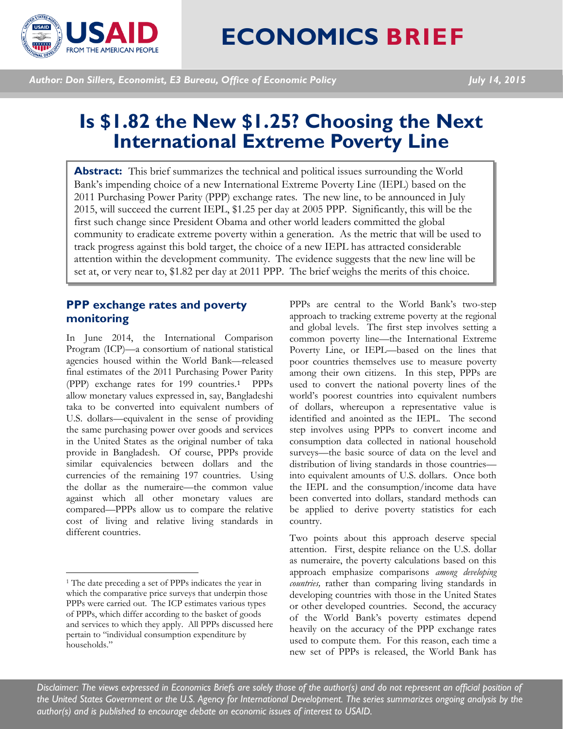# ECONOMICS BRIEF

*Author: Don Sillers, Economist, E3 Bureau, Office of Economic Policy* — *July 14, 2015*

# Is $1.82 the New $1.25? Choosing the Next International Extreme Poverty Line

**Abstract:** This brief summarizes the technical and political issues surrounding the World Bank's impending choice of a new International Extreme Poverty Line (IEPL) based on the 2011 Purchasing Power Parity (PPP) exchange rates. The new line, to be announced in July 2015, will succeed the current IEPL, $1.25 per day at 2005 PPP. Significantly, this will be the first such change since President Obama and other world leaders committed the global community to eradicate extreme poverty within a generation. As the metric that will be used to track progress against this bold target, the choice of a new IEPL has attracted considerable attention within the development community. The evidence suggests that the new line will be set at, or very near to, $1.82 per day at 2011 PPP. The brief weighs the merits of this choice.

## PPP exchange rates and poverty monitoring

In June 2014, the International Comparison Program (ICP)—a consortium of national statistical agencies housed within the World Bank—released final estimates of the 2011 Purchasing Power Parity (PPP) exchange rates for 199 countries.[1] PPPs allow monetary values expressed in, say, Bangladeshi taka to be converted into equivalent numbers of U.S. dollars—equivalent in the sense of providing the same purchasing power over goods and services in the United States as the original number of taka provide in Bangladesh. Of course, PPPs provide similar equivalencies between dollars and the currencies of the remaining 197 countries. Using the dollar as the numeraire—the common value against which all other monetary values are compared—PPPs allow us to compare the relative cost of living and relative living standards in different countries.

PPPs are central to the World Bank's two-step approach to tracking extreme poverty at the regional and global levels. The first step involves setting a common poverty line—the International Extreme Poverty Line, or IEPL—based on the lines that poor countries themselves use to measure poverty among their own citizens. In this step, PPPs are used to convert the national poverty lines of the world's poorest countries into equivalent numbers of dollars, whereupon a representative value is identified and anointed as the IEPL. The second step involves using PPPs to convert income and consumption data collected in national household surveys—the basic source of data on the level and distribution of living standards in those countries—into equivalent amounts of U.S. dollars. Once both the IEPL and the consumption/income data have been converted into dollars, standard methods can be applied to derive poverty statistics for each country.

Two points about this approach deserve special attention. First, despite reliance on the U.S. dollar as numeraire, the poverty calculations based on this approach emphasize comparisons *among developing countries,* rather than comparing living standards in developing countries with those in the United States or other developed countries. Second, the accuracy of the World Bank's poverty estimates depend heavily on the accuracy of the PPP exchange rates used to compute them. For this reason, each time a new set of PPPs is released, the World Bank has

[1] The date preceding a set of PPPs indicates the year in which the comparative price surveys that underpin those PPPs were carried out. The ICP estimates various types of PPPs, which differ according to the basket of goods and services to which they apply. All PPPs discussed here pertain to "individual consumption expenditure by households."

*Disclaimer: The views expressed in Economics Briefs are solely those of the author(s) and do not represent an official position of the United States Government or the U.S. Agency for International Development. The series summarizes ongoing analysis by the author(s) and is published to encourage debate on economic issues of interest to USAID.*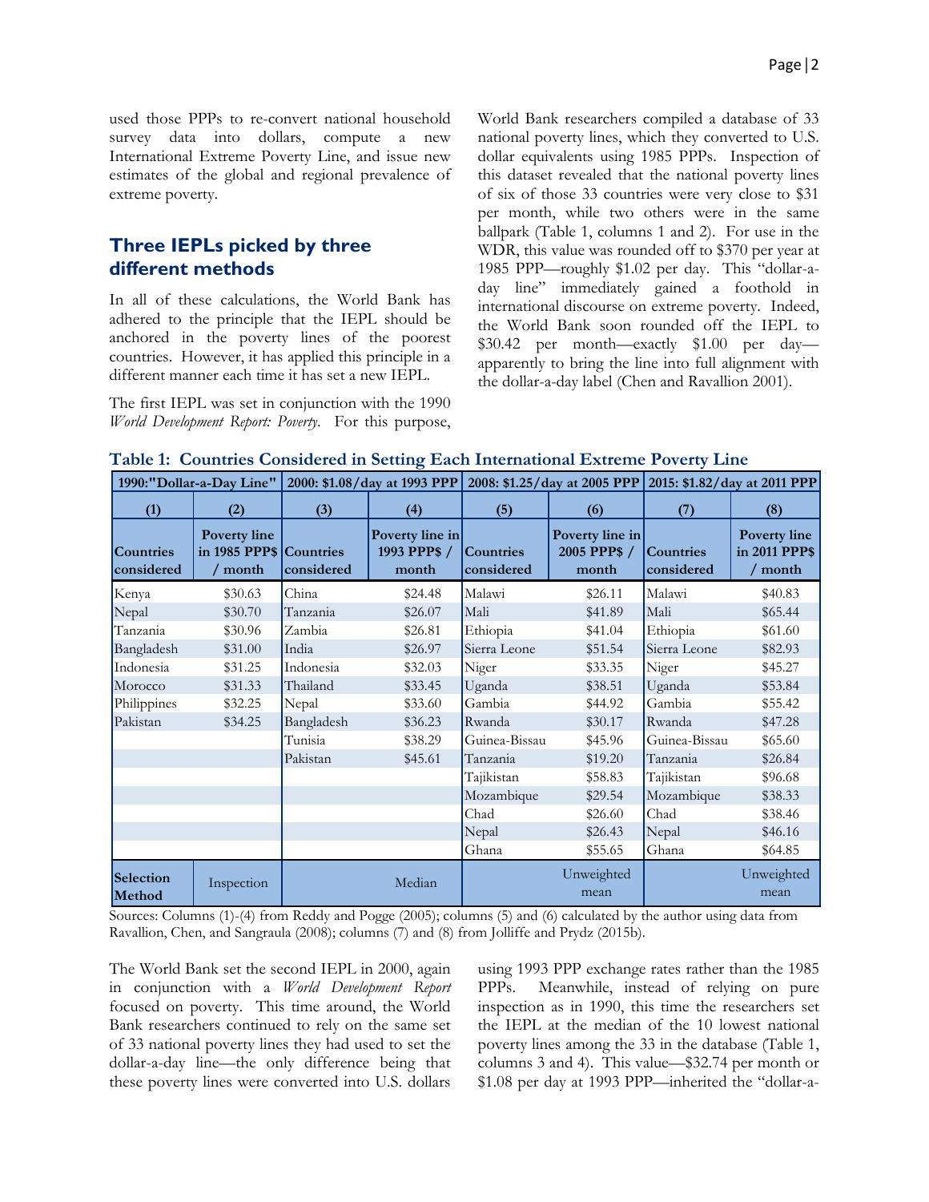used those PPPs to re-convert national household survey data into dollars, compute a new International Extreme Poverty Line, and issue new estimates of the global and regional prevalence of extreme poverty.

## Three IEPLs picked by three different methods

In all of these calculations, the World Bank has adhered to the principle that the IEPL should be anchored in the poverty lines of the poorest countries. However, it has applied this principle in a different manner each time it has set a new IEPL.

The first IEPL was set in conjunction with the 1990 *World Development Report: Poverty*. For this purpose, World Bank researchers compiled a database of 33 national poverty lines, which they converted to U.S. dollar equivalents using 1985 PPPs. Inspection of this dataset revealed that the national poverty lines of six of those 33 countries were very close to $31 per month, while two others were in the same ballpark (Table 1, columns 1 and 2). For use in the WDR, this value was rounded off to $370 per year at 1985 PPP—roughly $1.02 per day. This "dollar-a-day line" immediately gained a foothold in international discourse on extreme poverty. Indeed, the World Bank soon rounded off the IEPL to $30.42 per month—exactly $1.00 per day—apparently to bring the line into full alignment with the dollar-a-day label (Chen and Ravallion 2001).

**Table 1: Countries Considered in Setting Each International Extreme Poverty Line**

| 1990:"Dollar-a-Day Line" | | 2000: $1.08/day at 1993 PPP | | 2008: $1.25/day at 2005 PPP | | 2015: $1.82/day at 2011 PPP | |
|---|---|---|---|---|---|---|---|
| (1) | (2) | (3) | (4) | (5) | (6) | (7) | (8) |
| Countries considered | Poverty line in 1985 PPP$ / month | Countries considered | Poverty line in 1993 PPP$ / month | Countries considered | Poverty line in 2005 PPP$ / month | Countries considered | Poverty line in 2011 PPP$ / month |
| Kenya | $30.63 | China | $24.48 | Malawi | $26.11 | Malawi | $40.83 |
| Nepal | $30.70 | Tanzania | $26.07 | Mali | $41.89 | Mali | $65.44 |
| Tanzania | $30.96 | Zambia | $26.81 | Ethiopia | $41.04 | Ethiopia | $61.60 |
| Bangladesh | $31.00 | India | $26.97 | Sierra Leone | $51.54 | Sierra Leone | $82.93 |
| Indonesia | $31.25 | Indonesia | $32.03 | Niger | $33.35 | Niger | $45.27 |
| Morocco | $31.33 | Thailand | $33.45 | Uganda | $38.51 | Uganda | $53.84 |
| Philippines | $32.25 | Nepal | $33.60 | Gambia | $44.92 | Gambia | $55.42 |
| Pakistan | $34.25 | Bangladesh | $36.23 | Rwanda | $30.17 | Rwanda | $47.28 |
| | | Tunisia | $38.29 | Guinea-Bissau | $45.96 | Guinea-Bissau | $65.60 |
| | | Pakistan | $45.61 | Tanzania | $19.20 | Tanzania | $26.84 |
| | | | | Tajikistan | $58.83 | Tajikistan | $96.68 |
| | | | | Mozambique | $29.54 | Mozambique | $38.33 |
| | | | | Chad | $26.60 | Chad | $38.46 |
| | | | | Nepal | $26.43 | Nepal | $46.16 |
| | | | | Ghana | $55.65 | Ghana | $64.85 |
| Selection Method | Inspection | Median | | Unweighted mean | | Unweighted mean | |

Sources: Columns (1)-(4) from Reddy and Pogge (2005); columns (5) and (6) calculated by the author using data from Ravallion, Chen, and Sangraula (2008); columns (7) and (8) from Jolliffe and Prydz (2015b).

The World Bank set the second IEPL in 2000, again in conjunction with a *World Development Report* focused on poverty. This time around, the World Bank researchers continued to rely on the same set of 33 national poverty lines they had used to set the dollar-a-day line—the only difference being that these poverty lines were converted into U.S. dollars using 1993 PPP exchange rates rather than the 1985 PPPs. Meanwhile, instead of relying on pure inspection as in 1990, this time the researchers set the IEPL at the median of the 10 lowest national poverty lines among the 33 in the database (Table 1, columns 3 and 4). This value—$32.74 per month or $1.08 per day at 1993 PPP—inherited the "dollar-a-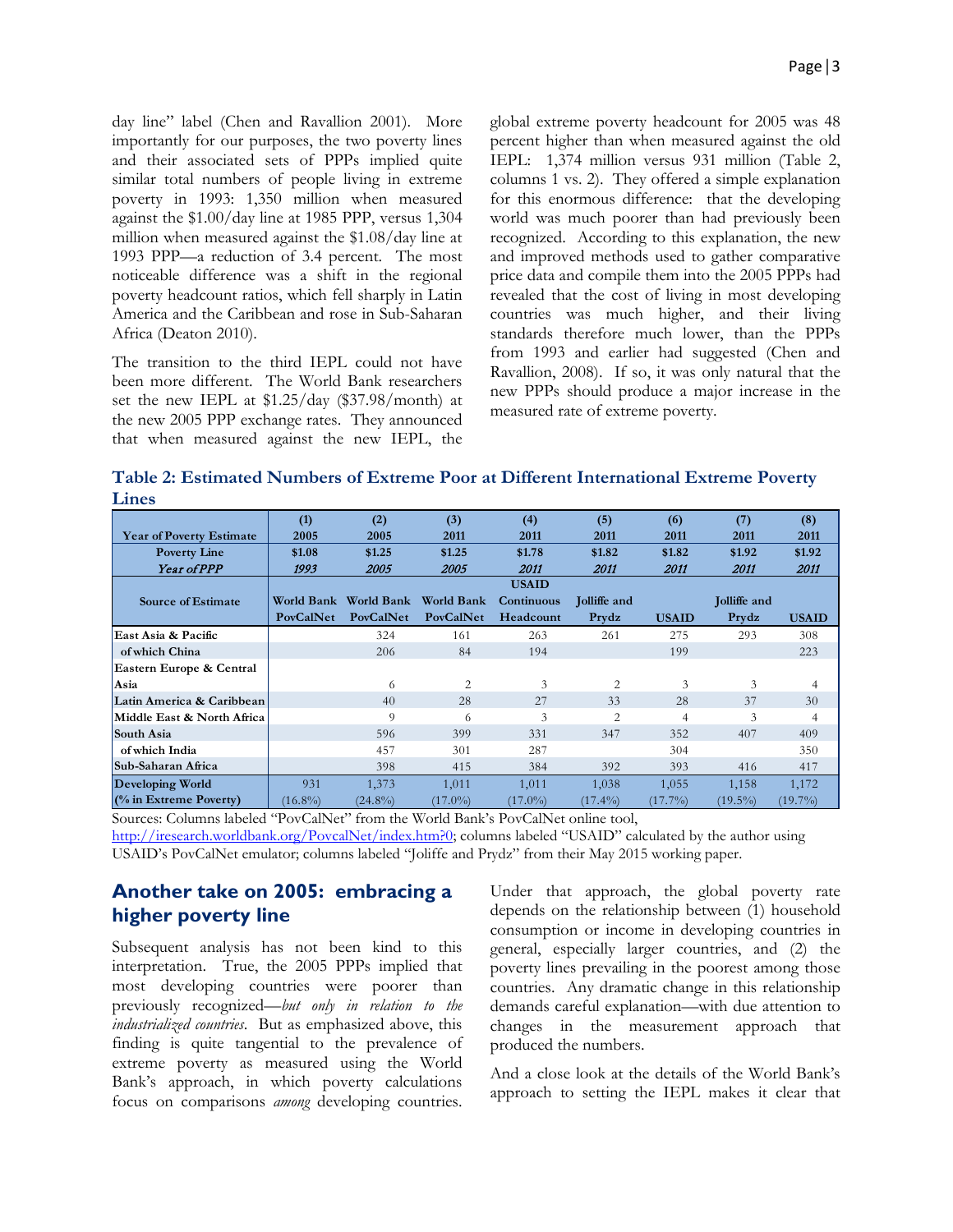day line" label (Chen and Ravallion 2001). More importantly for our purposes, the two poverty lines and their associated sets of PPPs implied quite similar total numbers of people living in extreme poverty in 1993: 1,350 million when measured against the $1.00/day line at 1985 PPP, versus 1,304 million when measured against the $1.08/day line at 1993 PPP—a reduction of 3.4 percent. The most noticeable difference was a shift in the regional poverty headcount ratios, which fell sharply in Latin America and the Caribbean and rose in Sub-Saharan Africa (Deaton 2010).

The transition to the third IEPL could not have been more different. The World Bank researchers set the new IEPL at $1.25/day ($37.98/month) at the new 2005 PPP exchange rates. They announced that when measured against the new IEPL, the global extreme poverty headcount for 2005 was 48 percent higher than when measured against the old IEPL: 1,374 million versus 931 million (Table 2, columns 1 vs. 2). They offered a simple explanation for this enormous difference: that the developing world was much poorer than had previously been recognized. According to this explanation, the new and improved methods used to gather comparative price data and compile them into the 2005 PPPs had revealed that the cost of living in most developing countries was much higher, and their living standards therefore much lower, than the PPPs from 1993 and earlier had suggested (Chen and Ravallion, 2008). If so, it was only natural that the new PPPs should produce a major increase in the measured rate of extreme poverty.

**Table 2: Estimated Numbers of Extreme Poor at Different International Extreme Poverty Lines**

| Year of Poverty Estimate | (1) 2005 | (2) 2005 | (3) 2011 | (4) 2011 | (5) 2011 | (6) 2011 | (7) 2011 | (8) 2011 |
|---|---|---|---|---|---|---|---|---|
| Poverty Line | $1.08 | $1.25 | $1.25 | $1.78 | $1.82 | $1.82 | $1.92 | $1.92 |
| *Year of PPP* | *1993* | *2005* | *2005* | *2011* | *2011* | *2011* | *2011* | *2011* |
| Source of Estimate | World Bank PovCalNet | World Bank PovCalNet | World Bank PovCalNet | USAID Continuous Headcount | Jolliffe and Prydz | USAID | Jolliffe and Prydz | USAID |
| East Asia & Pacific | | 324 | 161 | 263 | 261 | 275 | 293 | 308 |
| of which China | | 206 | 84 | 194 | | 199 | | 223 |
| Eastern Europe & Central Asia | | 6 | 2 | 3 | 2 | 3 | 3 | 4 |
| Latin America & Caribbean | | 40 | 28 | 27 | 33 | 28 | 37 | 30 |
| Middle East & North Africa | | 9 | 6 | 3 | 2 | 4 | 3 | 4 |
| South Asia | | 596 | 399 | 331 | 347 | 352 | 407 | 409 |
| of which India | | 457 | 301 | 287 | | 304 | | 350 |
| Sub-Saharan Africa | | 398 | 415 | 384 | 392 | 393 | 416 | 417 |
| Developing World | 931 | 1,373 | 1,011 | 1,011 | 1,038 | 1,055 | 1,158 | 1,172 |
| (% in Extreme Poverty) | (16.8%) | (24.8%) | (17.0%) | (17.0%) | (17.4%) | (17.7%) | (19.5%) | (19.7%) |

Sources: Columns labeled "PovCalNet" from the World Bank's PovCalNet online tool, http://iresearch.worldbank.org/PovcalNet/index.htm?0; columns labeled "USAID" calculated by the author using USAID's PovCalNet emulator; columns labeled "Joliffe and Prydz" from their May 2015 working paper.

## Another take on 2005: embracing a higher poverty line

Subsequent analysis has not been kind to this interpretation. True, the 2005 PPPs implied that most developing countries were poorer than previously recognized—*but only in relation to the industrialized countries*. But as emphasized above, this finding is quite tangential to the prevalence of extreme poverty as measured using the World Bank's approach, in which poverty calculations focus on comparisons *among* developing countries. Under that approach, the global poverty rate depends on the relationship between (1) household consumption or income in developing countries in general, especially larger countries, and (2) the poverty lines prevailing in the poorest among those countries. Any dramatic change in this relationship demands careful explanation—with due attention to changes in the measurement approach that produced the numbers.

And a close look at the details of the World Bank's approach to setting the IEPL makes it clear that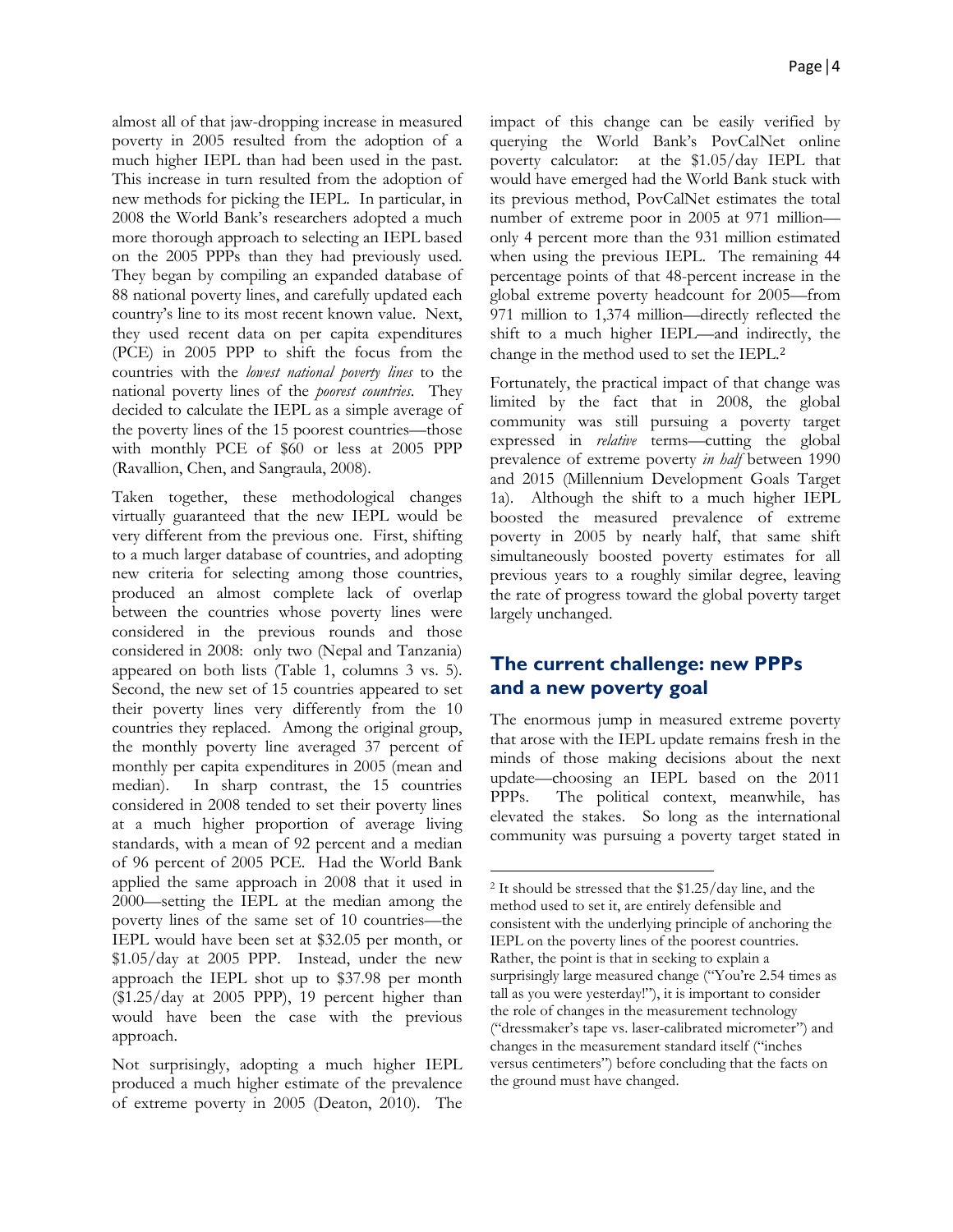almost all of that jaw-dropping increase in measured poverty in 2005 resulted from the adoption of a much higher IEPL than had been used in the past. This increase in turn resulted from the adoption of new methods for picking the IEPL. In particular, in 2008 the World Bank's researchers adopted a much more thorough approach to selecting an IEPL based on the 2005 PPPs than they had previously used. They began by compiling an expanded database of 88 national poverty lines, and carefully updated each country's line to its most recent known value. Next, they used recent data on per capita expenditures (PCE) in 2005 PPP to shift the focus from the countries with the *lowest national poverty lines* to the national poverty lines of the *poorest countries*. They decided to calculate the IEPL as a simple average of the poverty lines of the 15 poorest countries—those with monthly PCE of $60 or less at 2005 PPP (Ravallion, Chen, and Sangraula, 2008).

Taken together, these methodological changes virtually guaranteed that the new IEPL would be very different from the previous one. First, shifting to a much larger database of countries, and adopting new criteria for selecting among those countries, produced an almost complete lack of overlap between the countries whose poverty lines were considered in the previous rounds and those considered in 2008: only two (Nepal and Tanzania) appeared on both lists (Table 1, columns 3 vs. 5). Second, the new set of 15 countries appeared to set their poverty lines very differently from the 10 countries they replaced. Among the original group, the monthly poverty line averaged 37 percent of monthly per capita expenditures in 2005 (mean and median). In sharp contrast, the 15 countries considered in 2008 tended to set their poverty lines at a much higher proportion of average living standards, with a mean of 92 percent and a median of 96 percent of 2005 PCE. Had the World Bank applied the same approach in 2008 that it used in 2000—setting the IEPL at the median among the poverty lines of the same set of 10 countries—the IEPL would have been set at $32.05 per month, or $1.05/day at 2005 PPP. Instead, under the new approach the IEPL shot up to $37.98 per month ($1.25/day at 2005 PPP), 19 percent higher than would have been the case with the previous approach.

Not surprisingly, adopting a much higher IEPL produced a much higher estimate of the prevalence of extreme poverty in 2005 (Deaton, 2010). The impact of this change can be easily verified by querying the World Bank's PovCalNet online poverty calculator: at the $1.05/day IEPL that would have emerged had the World Bank stuck with its previous method, PovCalNet estimates the total number of extreme poor in 2005 at 971 million—only 4 percent more than the 931 million estimated when using the previous IEPL. The remaining 44 percentage points of that 48-percent increase in the global extreme poverty headcount for 2005—from 971 million to 1,374 million—directly reflected the shift to a much higher IEPL—and indirectly, the change in the method used to set the IEPL.[2]

Fortunately, the practical impact of that change was limited by the fact that in 2008, the global community was still pursuing a poverty target expressed in *relative* terms—cutting the global prevalence of extreme poverty *in half* between 1990 and 2015 (Millennium Development Goals Target 1a). Although the shift to a much higher IEPL boosted the measured prevalence of extreme poverty in 2005 by nearly half, that same shift simultaneously boosted poverty estimates for all previous years to a roughly similar degree, leaving the rate of progress toward the global poverty target largely unchanged.

## The current challenge: new PPPs and a new poverty goal

The enormous jump in measured extreme poverty that arose with the IEPL update remains fresh in the minds of those making decisions about the next update—choosing an IEPL based on the 2011 PPPs. The political context, meanwhile, has elevated the stakes. So long as the international community was pursuing a poverty target stated in

[2] It should be stressed that the $1.25/day line, and the method used to set it, are entirely defensible and consistent with the underlying principle of anchoring the IEPL on the poverty lines of the poorest countries. Rather, the point is that in seeking to explain a surprisingly large measured change ("You're 2.54 times as tall as you were yesterday!"), it is important to consider the role of changes in the measurement technology ("dressmaker's tape vs. laser-calibrated micrometer") and changes in the measurement standard itself ("inches versus centimeters") before concluding that the facts on the ground must have changed.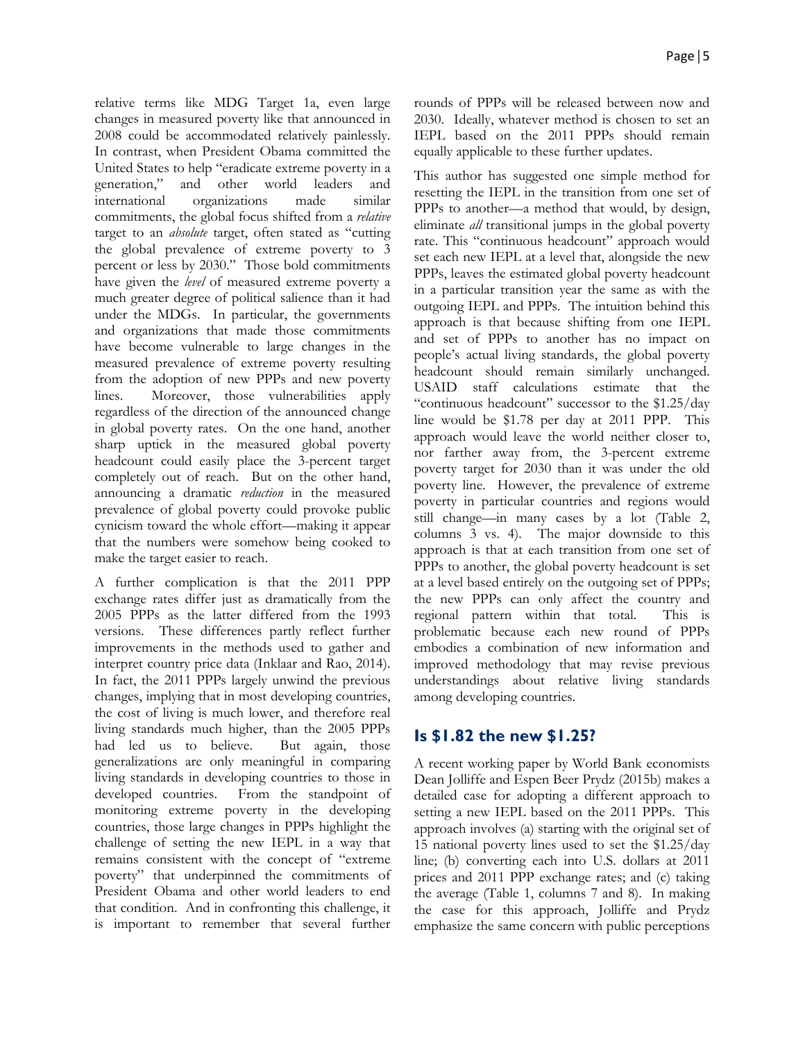relative terms like MDG Target 1a, even large changes in measured poverty like that announced in 2008 could be accommodated relatively painlessly. In contrast, when President Obama committed the United States to help "eradicate extreme poverty in a generation," and other world leaders and international organizations made similar commitments, the global focus shifted from a *relative* target to an *absolute* target, often stated as "cutting the global prevalence of extreme poverty to 3 percent or less by 2030." Those bold commitments have given the *level* of measured extreme poverty a much greater degree of political salience than it had under the MDGs. In particular, the governments and organizations that made those commitments have become vulnerable to large changes in the measured prevalence of extreme poverty resulting from the adoption of new PPPs and new poverty lines. Moreover, those vulnerabilities apply regardless of the direction of the announced change in global poverty rates. On the one hand, another sharp uptick in the measured global poverty headcount could easily place the 3-percent target completely out of reach. But on the other hand, announcing a dramatic *reduction* in the measured prevalence of global poverty could provoke public cynicism toward the whole effort—making it appear that the numbers were somehow being cooked to make the target easier to reach.

A further complication is that the 2011 PPP exchange rates differ just as dramatically from the 2005 PPPs as the latter differed from the 1993 versions. These differences partly reflect further improvements in the methods used to gather and interpret country price data (Inklaar and Rao, 2014). In fact, the 2011 PPPs largely unwind the previous changes, implying that in most developing countries, the cost of living is much lower, and therefore real living standards much higher, than the 2005 PPPs had led us to believe. But again, those generalizations are only meaningful in comparing living standards in developing countries to those in developed countries. From the standpoint of monitoring extreme poverty in the developing countries, those large changes in PPPs highlight the challenge of setting the new IEPL in a way that remains consistent with the concept of "extreme poverty" that underpinned the commitments of President Obama and other world leaders to end that condition. And in confronting this challenge, it is important to remember that several further rounds of PPPs will be released between now and 2030. Ideally, whatever method is chosen to set an IEPL based on the 2011 PPPs should remain equally applicable to these further updates.

This author has suggested one simple method for resetting the IEPL in the transition from one set of PPPs to another—a method that would, by design, eliminate *all* transitional jumps in the global poverty rate. This "continuous headcount" approach would set each new IEPL at a level that, alongside the new PPPs, leaves the estimated global poverty headcount in a particular transition year the same as with the outgoing IEPL and PPPs. The intuition behind this approach is that because shifting from one IEPL and set of PPPs to another has no impact on people's actual living standards, the global poverty headcount should remain similarly unchanged. USAID staff calculations estimate that the "continuous headcount" successor to the $1.25/day line would be $1.78 per day at 2011 PPP. This approach would leave the world neither closer to, nor farther away from, the 3-percent extreme poverty target for 2030 than it was under the old poverty line. However, the prevalence of extreme poverty in particular countries and regions would still change—in many cases by a lot (Table 2, columns 3 vs. 4). The major downside to this approach is that at each transition from one set of PPPs to another, the global poverty headcount is set at a level based entirely on the outgoing set of PPPs; the new PPPs can only affect the country and regional pattern within that total. This is problematic because each new round of PPPs embodies a combination of new information and improved methodology that may revise previous understandings about relative living standards among developing countries.

## Is $1.82 the new $1.25?

A recent working paper by World Bank economists Dean Jolliffe and Espen Beer Prydz (2015b) makes a detailed case for adopting a different approach to setting a new IEPL based on the 2011 PPPs. This approach involves (a) starting with the original set of 15 national poverty lines used to set the $1.25/day line; (b) converting each into U.S. dollars at 2011 prices and 2011 PPP exchange rates; and (c) taking the average (Table 1, columns 7 and 8). In making the case for this approach, Jolliffe and Prydz emphasize the same concern with public perceptions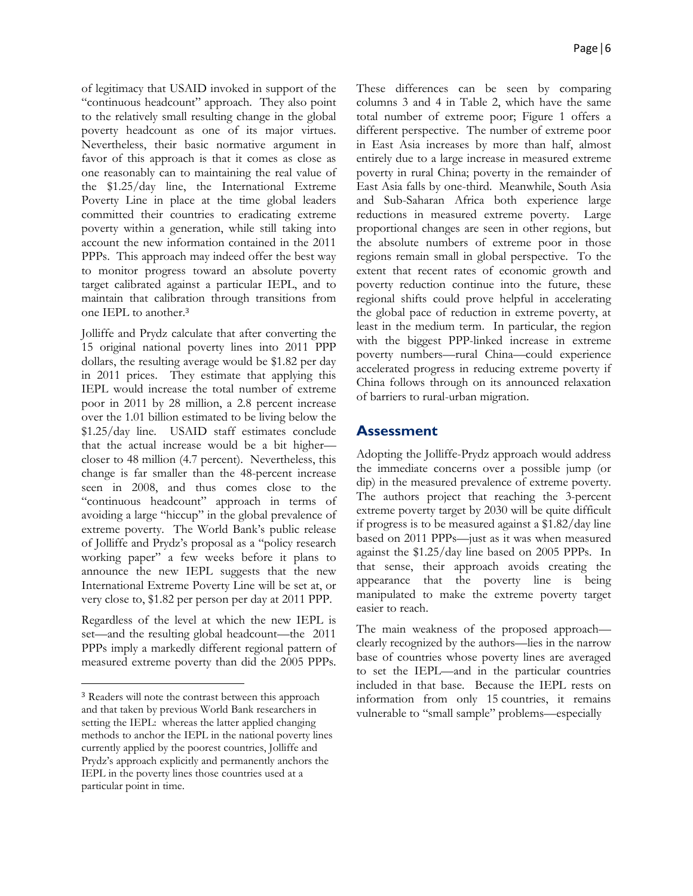of legitimacy that USAID invoked in support of the "continuous headcount" approach. They also point to the relatively small resulting change in the global poverty headcount as one of its major virtues. Nevertheless, their basic normative argument in favor of this approach is that it comes as close as one reasonably can to maintaining the real value of the $1.25/day line, the International Extreme Poverty Line in place at the time global leaders committed their countries to eradicating extreme poverty within a generation, while still taking into account the new information contained in the 2011 PPPs. This approach may indeed offer the best way to monitor progress toward an absolute poverty target calibrated against a particular IEPL, and to maintain that calibration through transitions from one IEPL to another.[3]

Jolliffe and Prydz calculate that after converting the 15 original national poverty lines into 2011 PPP dollars, the resulting average would be $1.82 per day in 2011 prices. They estimate that applying this IEPL would increase the total number of extreme poor in 2011 by 28 million, a 2.8 percent increase over the 1.01 billion estimated to be living below the $1.25/day line. USAID staff estimates conclude that the actual increase would be a bit higher—closer to 48 million (4.7 percent). Nevertheless, this change is far smaller than the 48-percent increase seen in 2008, and thus comes close to the "continuous headcount" approach in terms of avoiding a large "hiccup" in the global prevalence of extreme poverty. The World Bank's public release of Jolliffe and Prydz's proposal as a "policy research working paper" a few weeks before it plans to announce the new IEPL suggests that the new International Extreme Poverty Line will be set at, or very close to, $1.82 per person per day at 2011 PPP.

Regardless of the level at which the new IEPL is set—and the resulting global headcount—the 2011 PPPs imply a markedly different regional pattern of measured extreme poverty than did the 2005 PPPs. These differences can be seen by comparing columns 3 and 4 in Table 2, which have the same total number of extreme poor; Figure 1 offers a different perspective. The number of extreme poor in East Asia increases by more than half, almost entirely due to a large increase in measured extreme poverty in rural China; poverty in the remainder of East Asia falls by one-third. Meanwhile, South Asia and Sub-Saharan Africa both experience large reductions in measured extreme poverty. Large proportional changes are seen in other regions, but the absolute numbers of extreme poor in those regions remain small in global perspective. To the extent that recent rates of economic growth and poverty reduction continue into the future, these regional shifts could prove helpful in accelerating the global pace of reduction in extreme poverty, at least in the medium term. In particular, the region with the biggest PPP-linked increase in extreme poverty numbers—rural China—could experience accelerated progress in reducing extreme poverty if China follows through on its announced relaxation of barriers to rural-urban migration.

## Assessment

Adopting the Jolliffe-Prydz approach would address the immediate concerns over a possible jump (or dip) in the measured prevalence of extreme poverty. The authors project that reaching the 3-percent extreme poverty target by 2030 will be quite difficult if progress is to be measured against a $1.82/day line based on 2011 PPPs—just as it was when measured against the $1.25/day line based on 2005 PPPs. In that sense, their approach avoids creating the appearance that the poverty line is being manipulated to make the extreme poverty target easier to reach.

The main weakness of the proposed approach—clearly recognized by the authors—lies in the narrow base of countries whose poverty lines are averaged to set the IEPL—and in the particular countries included in that base. Because the IEPL rests on information from only 15 countries, it remains vulnerable to "small sample" problems—especially

[3] Readers will note the contrast between this approach and that taken by previous World Bank researchers in setting the IEPL: whereas the latter applied changing methods to anchor the IEPL in the national poverty lines currently applied by the poorest countries, Jolliffe and Prydz's approach explicitly and permanently anchors the IEPL in the poverty lines those countries used at a particular point in time.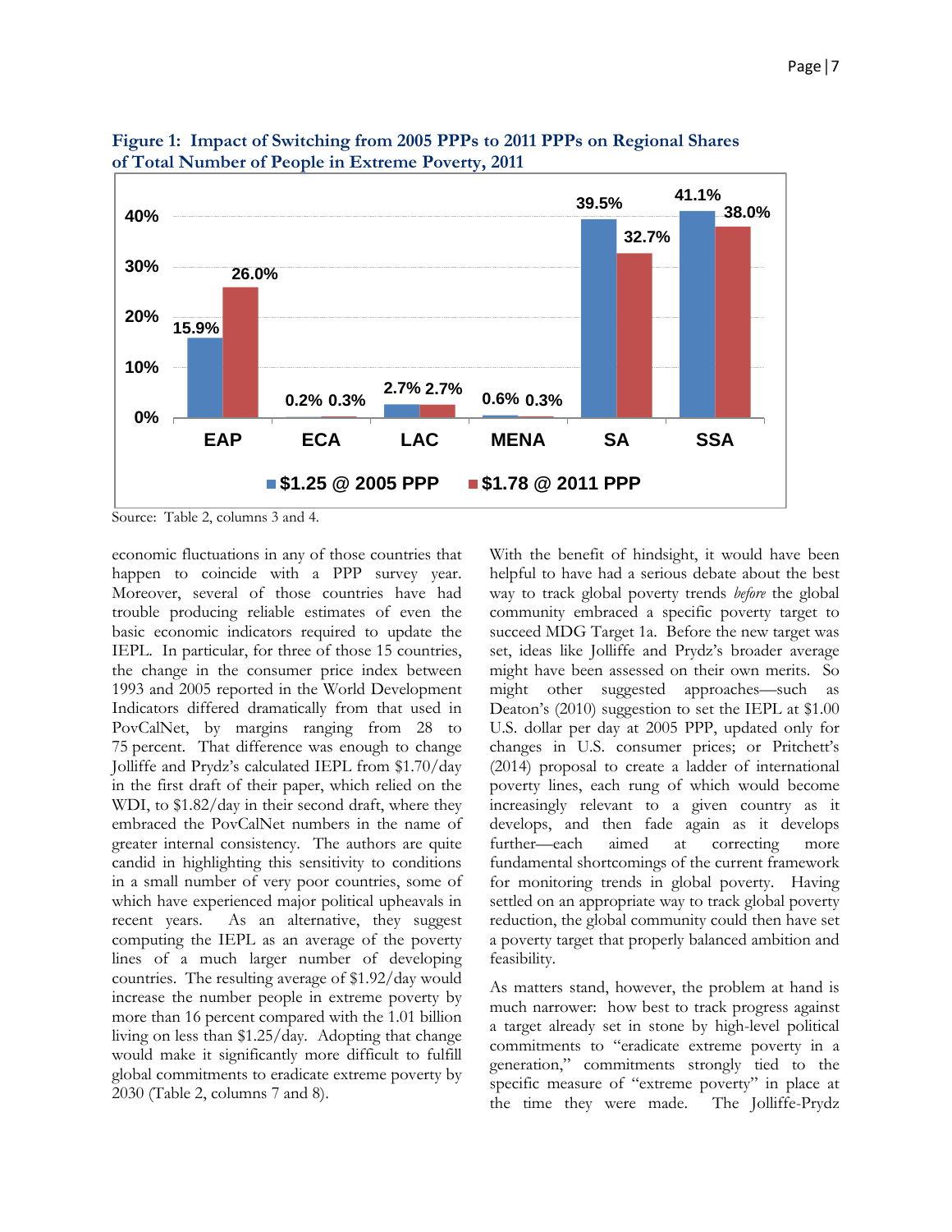**Figure 1: Impact of Switching from 2005 PPPs to 2011 PPPs on Regional Shares of Total Number of People in Extreme Poverty, 2011**

| Region | $1.25 @ 2005 PPP | $1.78 @ 2011 PPP |
|---|---|---|
| EAP | 15.9% | 26.0% |
| ECA | 0.2% | 0.3% |
| LAC | 2.7% | 2.7% |
| MENA | 0.6% | 0.3% |
| SA | 39.5% | 32.7% |
| SSA | 41.1% | 38.0% |

Source: Table 2, columns 3 and 4.

economic fluctuations in any of those countries that happen to coincide with a PPP survey year. Moreover, several of those countries have had trouble producing reliable estimates of even the basic economic indicators required to update the IEPL. In particular, for three of those 15 countries, the change in the consumer price index between 1993 and 2005 reported in the World Development Indicators differed dramatically from that used in PovCalNet, by margins ranging from 28 to 75 percent. That difference was enough to change Jolliffe and Prydz's calculated IEPL from $1.70/day in the first draft of their paper, which relied on the WDI, to $1.82/day in their second draft, where they embraced the PovCalNet numbers in the name of greater internal consistency. The authors are quite candid in highlighting this sensitivity to conditions in a small number of very poor countries, some of which have experienced major political upheavals in recent years. As an alternative, they suggest computing the IEPL as an average of the poverty lines of a much larger number of developing countries. The resulting average of $1.92/day would increase the number people in extreme poverty by more than 16 percent compared with the 1.01 billion living on less than $1.25/day. Adopting that change would make it significantly more difficult to fulfill global commitments to eradicate extreme poverty by 2030 (Table 2, columns 7 and 8).

With the benefit of hindsight, it would have been helpful to have had a serious debate about the best way to track global poverty trends *before* the global community embraced a specific poverty target to succeed MDG Target 1a. Before the new target was set, ideas like Jolliffe and Prydz's broader average might have been assessed on their own merits. So might other suggested approaches—such as Deaton's (2010) suggestion to set the IEPL at $1.00 U.S. dollar per day at 2005 PPP, updated only for changes in U.S. consumer prices; or Pritchett's (2014) proposal to create a ladder of international poverty lines, each rung of which would become increasingly relevant to a given country as it develops, and then fade again as it develops further—each aimed at correcting more fundamental shortcomings of the current framework for monitoring trends in global poverty. Having settled on an appropriate way to track global poverty reduction, the global community could then have set a poverty target that properly balanced ambition and feasibility.

As matters stand, however, the problem at hand is much narrower: how best to track progress against a target already set in stone by high-level political commitments to "eradicate extreme poverty in a generation," commitments strongly tied to the specific measure of "extreme poverty" in place at the time they were made. The Jolliffe-Prydz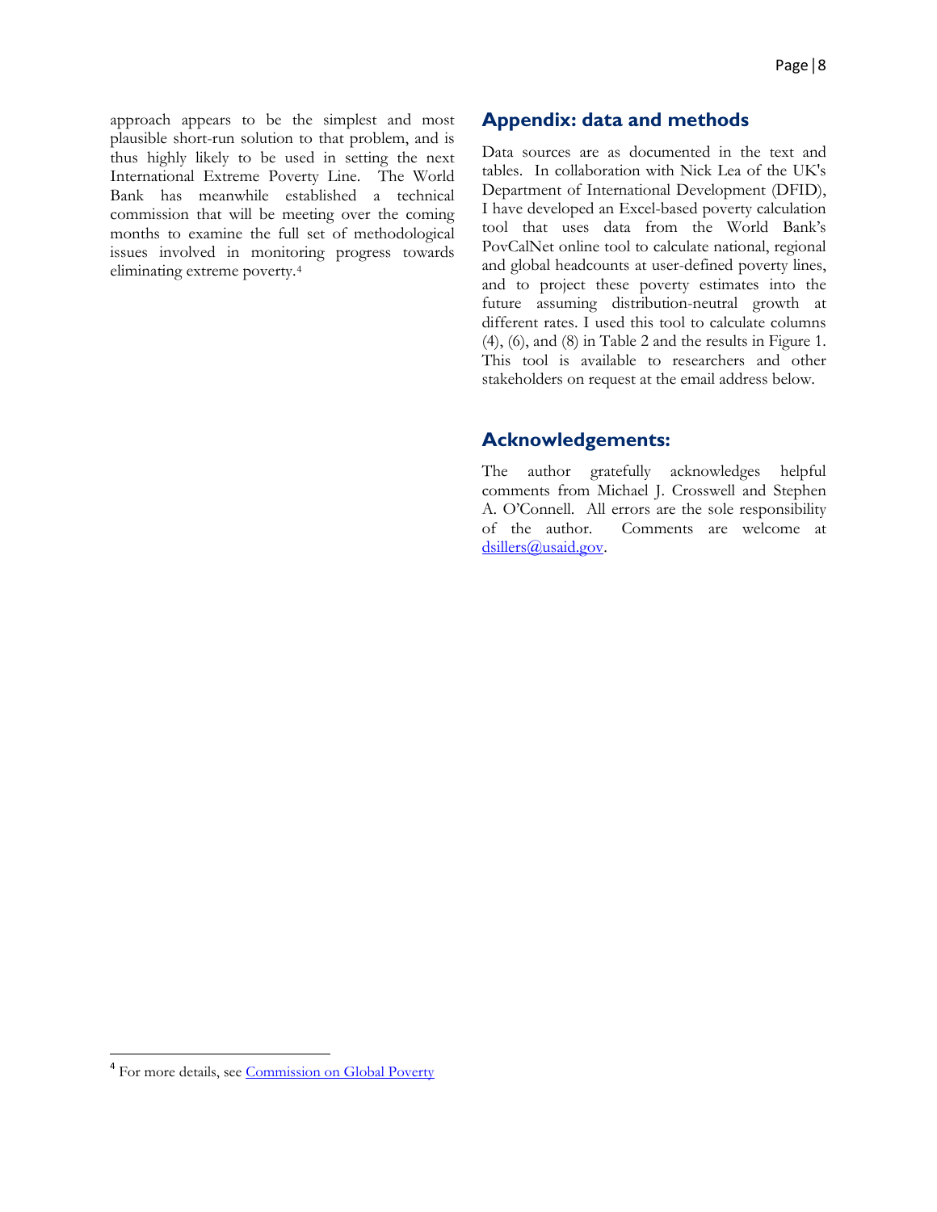approach appears to be the simplest and most plausible short-run solution to that problem, and is thus highly likely to be used in setting the next International Extreme Poverty Line. The World Bank has meanwhile established a technical commission that will be meeting over the coming months to examine the full set of methodological issues involved in monitoring progress towards eliminating extreme poverty.[4]

## Appendix: data and methods

Data sources are as documented in the text and tables. In collaboration with Nick Lea of the UK's Department of International Development (DFID), I have developed an Excel-based poverty calculation tool that uses data from the World Bank's PovCalNet online tool to calculate national, regional and global headcounts at user-defined poverty lines, and to project these poverty estimates into the future assuming distribution-neutral growth at different rates. I used this tool to calculate columns (4), (6), and (8) in Table 2 and the results in Figure 1. This tool is available to researchers and other stakeholders on request at the email address below.

## Acknowledgements:

The author gratefully acknowledges helpful comments from Michael J. Crosswell and Stephen A. O'Connell. All errors are the sole responsibility of the author. Comments are welcome at dsillers@usaid.gov.

---

[4] For more details, see Commission on Global Poverty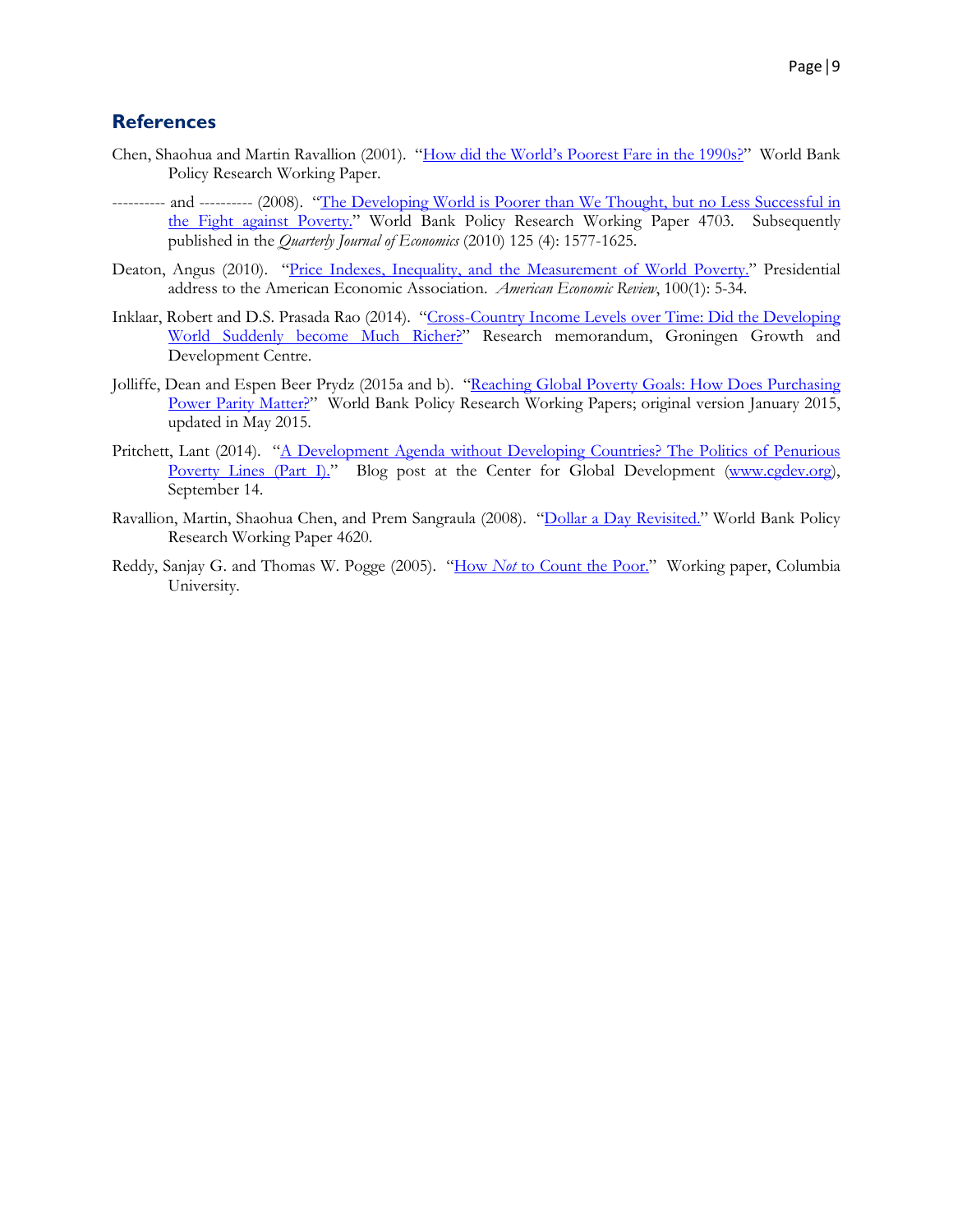## References

Chen, Shaohua and Martin Ravallion (2001). "How did the World's Poorest Fare in the 1990s?" World Bank Policy Research Working Paper.

---------- and ---------- (2008). "The Developing World is Poorer than We Thought, but no Less Successful in the Fight against Poverty." World Bank Policy Research Working Paper 4703. Subsequently published in the *Quarterly Journal of Economics* (2010) 125 (4): 1577-1625.

Deaton, Angus (2010). "Price Indexes, Inequality, and the Measurement of World Poverty." Presidential address to the American Economic Association. *American Economic Review*, 100(1): 5-34.

Inklaar, Robert and D.S. Prasada Rao (2014). "Cross-Country Income Levels over Time: Did the Developing World Suddenly become Much Richer?" Research memorandum, Groningen Growth and Development Centre.

Jolliffe, Dean and Espen Beer Prydz (2015a and b). "Reaching Global Poverty Goals: How Does Purchasing Power Parity Matter?" World Bank Policy Research Working Papers; original version January 2015, updated in May 2015.

Pritchett, Lant (2014). "A Development Agenda without Developing Countries? The Politics of Penurious Poverty Lines (Part I)." Blog post at the Center for Global Development (www.cgdev.org), September 14.

Ravallion, Martin, Shaohua Chen, and Prem Sangraula (2008). "Dollar a Day Revisited." World Bank Policy Research Working Paper 4620.

Reddy, Sanjay G. and Thomas W. Pogge (2005). "How *Not* to Count the Poor." Working paper, Columbia University.